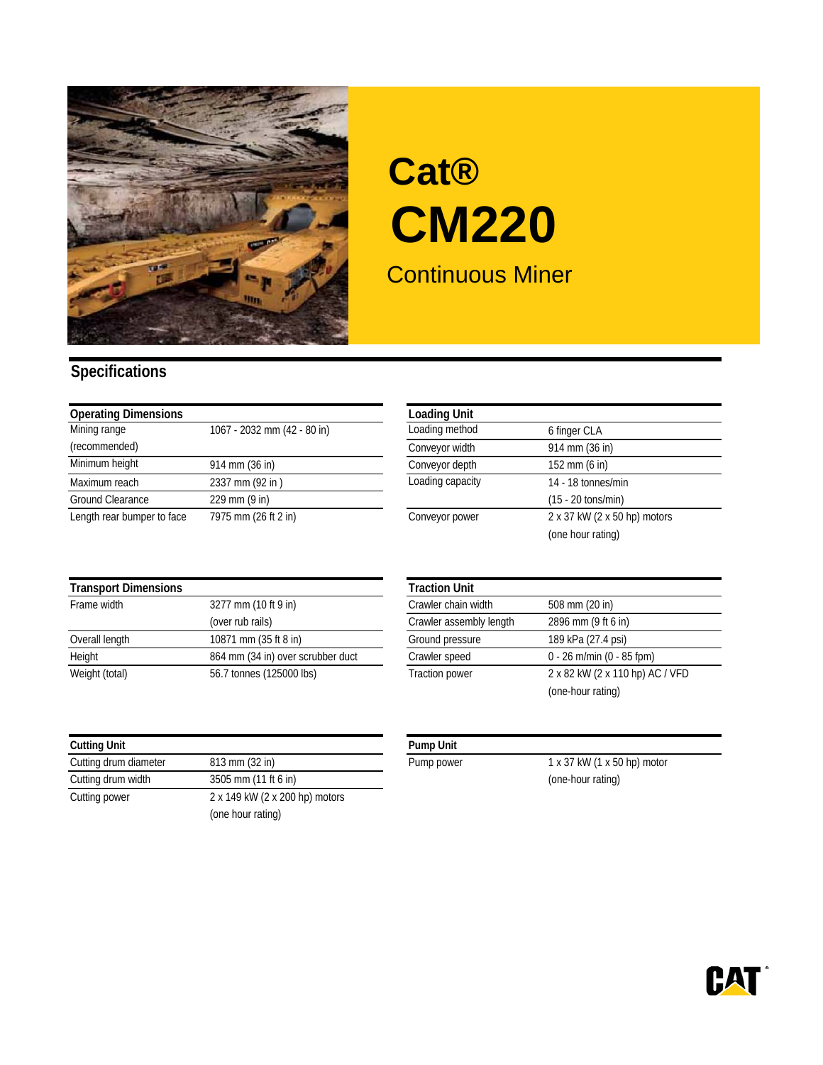# Cat®

# CM220

## Continuous Miner

## Specifications

| Operating Dimensions | |
|---|---|
| Mining range (recommended) | 1067 - 2032 mm (42 - 80 in) |
| Minimum height | 914 mm (36 in) |
| Maximum reach | 2337 mm (92 in ) |
| Ground Clearance | 229 mm (9 in) |
| Length rear bumper to face | 7975 mm (26 ft 2 in) |

| Loading Unit | |
|---|---|
| Loading method | 6 finger CLA |
| Conveyor width | 914 mm (36 in) |
| Conveyor depth | 152 mm (6 in) |
| Loading capacity | 14 - 18 tonnes/min (15 - 20 tons/min) |
| Conveyor power | 2 x 37 kW (2 x 50 hp) motors (one hour rating) |

| Transport Dimensions | |
|---|---|
| Frame width | 3277 mm (10 ft 9 in) (over rub rails) |
| Overall length | 10871 mm (35 ft 8 in) |
| Height | 864 mm (34 in) over scrubber duct |
| Weight (total) | 56.7 tonnes (125000 lbs) |

| Traction Unit | |
|---|---|
| Crawler chain width | 508 mm (20 in) |
| Crawler assembly length | 2896 mm (9 ft 6 in) |
| Ground pressure | 189 kPa (27.4 psi) |
| Crawler speed | 0 - 26 m/min (0 - 85 fpm) |
| Traction power | 2 x 82 kW (2 x 110 hp) AC / VFD (one-hour rating) |

| Cutting Unit | |
|---|---|
| Cutting drum diameter | 813 mm (32 in) |
| Cutting drum width | 3505 mm (11 ft 6 in) |
| Cutting power | 2 x 149 kW (2 x 200 hp) motors (one hour rating) |

| Pump Unit | |
|---|---|
| Pump power | 1 x 37 kW (1 x 50 hp) motor (one-hour rating) |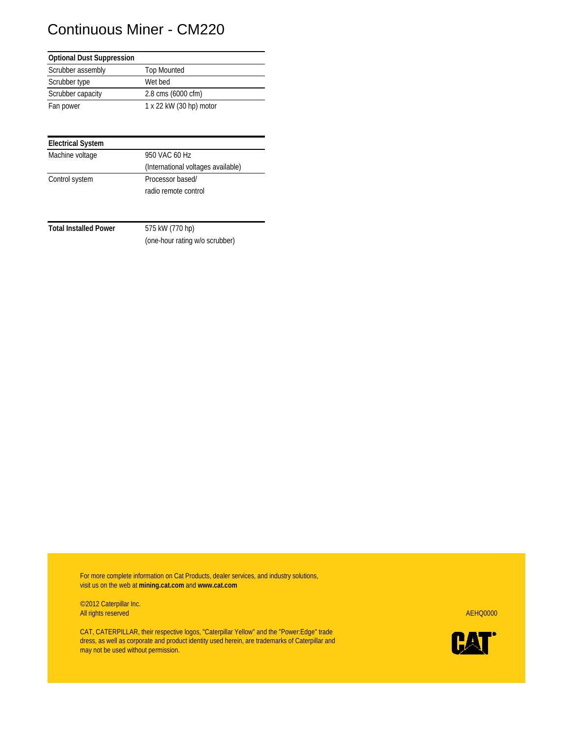# Continuous Miner - CM220

| Optional Dust Suppression | |
| --- | --- |
| Scrubber assembly | Top Mounted |
| Scrubber type | Wet bed |
| Scrubber capacity | 2.8 cms (6000 cfm) |
| Fan power | 1 x 22 kW (30 hp) motor |

| Electrical System | |
| --- | --- |
| Machine voltage | 950 VAC 60 Hz<br>(International voltages available) |
| Control system | Processor based/<br>radio remote control |

| **Total Installed Power** | 575 kW (770 hp)<br>(one-hour rating w/o scrubber) |
| --- | --- |

For more complete information on Cat Products, dealer services, and industry solutions, visit us on the web at **mining.cat.com** and **www.cat.com**

©2012 Caterpillar Inc.
All rights reserved

AEHQ0000

CAT, CATERPILLAR, their respective logos, "Caterpillar Yellow" and the "Power:Edge" trade dress, as well as corporate and product identity used herein, are trademarks of Caterpillar and may not be used without permission.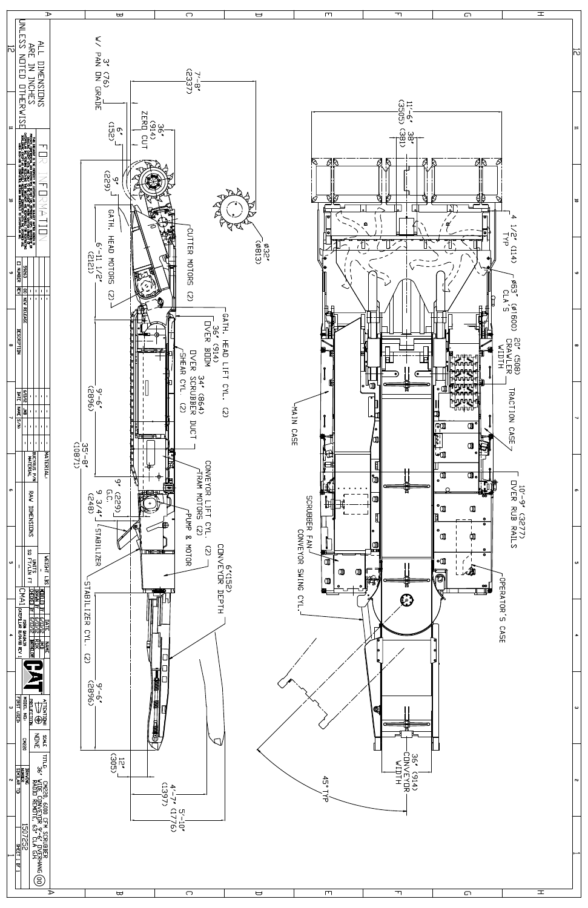ALL DIMENSIONS ARE IN INCHES UNLESS NOTED OTHERWISE

FOR INFORMATION

7'-8" (2337)

3" (76) W/ PAN ON GRADE

36" (914) ZERO CUT

6" (152)

9" (229)

CUTTER MOTORS (2)

GATH. HEAD MOTORS (2)

6'-11 1/2" (2121)

GATH. HEAD LIFT CYL. (2)

36" (914) OVER BOOM

34" (864) OVER SCRUBBER DUCT

SHEAR CYL. (2)

9'-6" (2896)

35'-8" (10871)

CONVEYOR LIFT CYL. (2)

TRAM MOTORS (2)

PUMP & MOTOR

9" (229) G.C.

9 3/4" (248)

STABILIZER

STABILIZER CYL. (2)

6" (152) CONVEYOR DEPTH

9'-6" (2896)

12" (305)

4'-7" (1397)

5'-10" (1776)

Ø32" (Ø813)

11'-6" (3505)

38" (381)

4 1/2" (114) TYP

Ø63" (Ø1600) CLA'S

20" (508) CRAWLER WIDTH

TRACTION CASE

MAIN CASE

10'-9" (3277) OVER RUB RAILS

SCRUBBER FAN

CONVEYOR SWING CYL.

OPERATOR'S CASE

36" (914) CONVEYOR WIDTH

45° TYP

| ECI NUMBER | REV | DESCRIPTION | DATE | NAME | S/PN |
|---|---|---|---|---|---|
| 59363 | 00 | NEW RELEASE | 6/20/12 | JMB | |

| | |
|---|---|
| MATERIAL | |
| BUCYRUS P/N MATERIAL | RAW DIMENSIONS |
| UNITS | SQ FT/LIN FT |
| WEIGHT LBS | |

CMA1

| | DATE | NAME |
|---|---|---|
| MODELED BY | | |
| DRAWN BY | 6/18/12 | RJK |
| CHECKED BY | 6/18/12 | |

CAT

ATTENTION! PROJECTION

SCALE NONE

MODEL NO. CM220

FIRST USED

TITLE: CM220, 6000 CFM SCRUBBER, 36" WIDE CONVEYOR 9'-6" OVERHANG, RADIO REMOTE, 63" CLA GA

DRAWING NUMBER: 1507252

REV 00

SHEET 1 OF 1